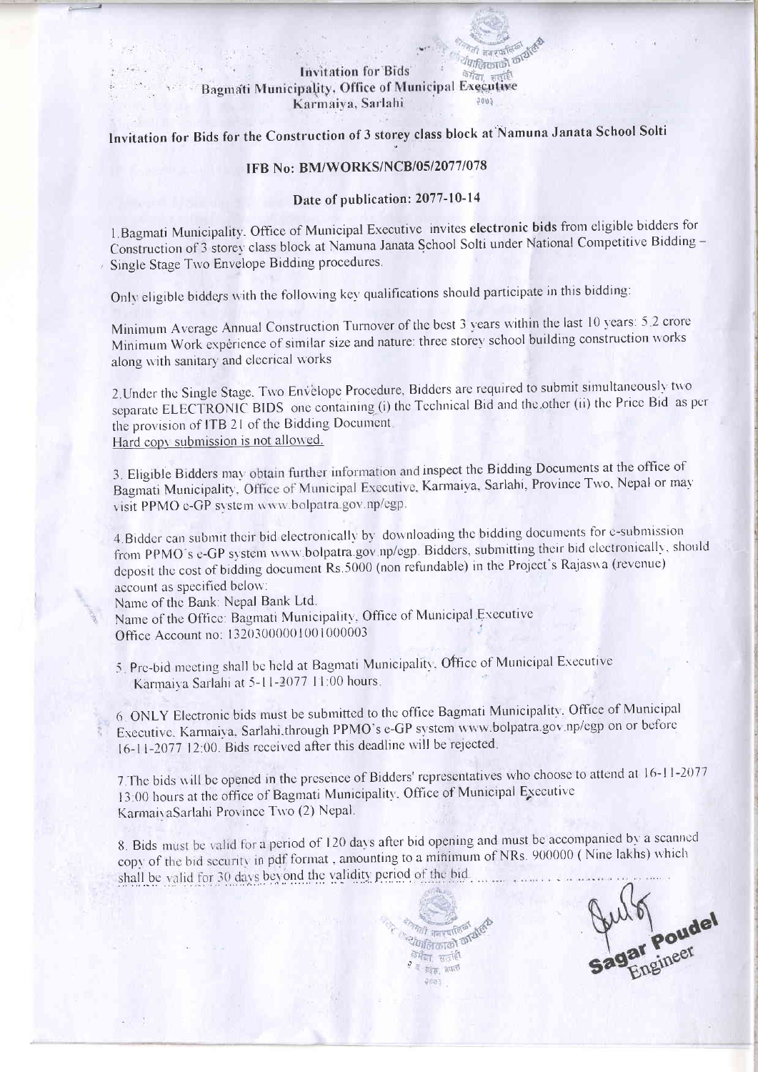Invitation for Bids
Bagmati Municipality, Office of Municipal Executive
Karmaiya, Sarlahi

## Invitation for Bids for the Construction of 3 storey class block at Namuna Janata School Solti

### IFB No: BM/WORKS/NCB/05/2077/078

### Date of publication: 2077-10-14

1.Bagmati Municipality, Office of Municipal Executive invites **electronic bids** from eligible bidders for Construction of 3 storey class block at Namuna Janata School Solti under National Competitive Bidding – Single Stage Two Envelope Bidding procedures.

Only eligible bidders with the following key qualifications should participate in this bidding:

Minimum Average Annual Construction Turnover of the best 3 years within the last 10 years: 5.2 crore
Minimum Work experience of similar size and nature: three storey school building construction works along with sanitary and elecrical works

2.Under the Single Stage, Two Envelope Procedure, Bidders are required to submit simultaneously two separate ELECTRONIC BIDS one containing (i) the Technical Bid and the other (ii) the Price Bid as per the provision of ITB 21 of the Bidding Document.
Hard copy submission is not allowed.

3. Eligible Bidders may obtain further information and inspect the Bidding Documents at the office of Bagmati Municipality, Office of Municipal Executive, Karmaiya, Sarlahi, Province Two, Nepal or may visit PPMO e-GP system www.bolpatra.gov.np/egp.

4.Bidder can submit their bid electronically by downloading the bidding documents for e-submission from PPMO's e-GP system www.bolpatra.gov.np/egp. Bidders, submitting their bid electronically, should deposit the cost of bidding document Rs.5000 (non refundable) in the Project's Rajaswa (revenue) account as specified below:
Name of the Bank: Nepal Bank Ltd.
Name of the Office: Bagmati Municipality, Office of Municipal Executive
Office Account no: 13203000001001000003

5. Pre-bid meeting shall be held at Bagmati Municipality, Office of Municipal Executive Karmaiya Sarlahi at 5-11-2077 11:00 hours.

6. ONLY Electronic bids must be submitted to the office Bagmati Municipality, Office of Municipal Executive, Karmaiya, Sarlahi through PPMO's e-GP system www.bolpatra.gov.np/egp on or before 16-11-2077 12:00. Bids received after this deadline will be rejected.

7.The bids will be opened in the presence of Bidders' representatives who choose to attend at 16-11-2077 13:00 hours at the office of Bagmati Municipality, Office of Municipal Executive KarmaiyaSarlahi Province Two (2) Nepal.

8. Bids must be valid for a period of 120 days after bid opening and must be accompanied by a scanned copy of the bid security in pdf format , amounting to a minimum of NRs. 900000 ( Nine lakhs) which shall be valid for 30 days beyond the validity period of the bid.

Sagar Poudel
Engineer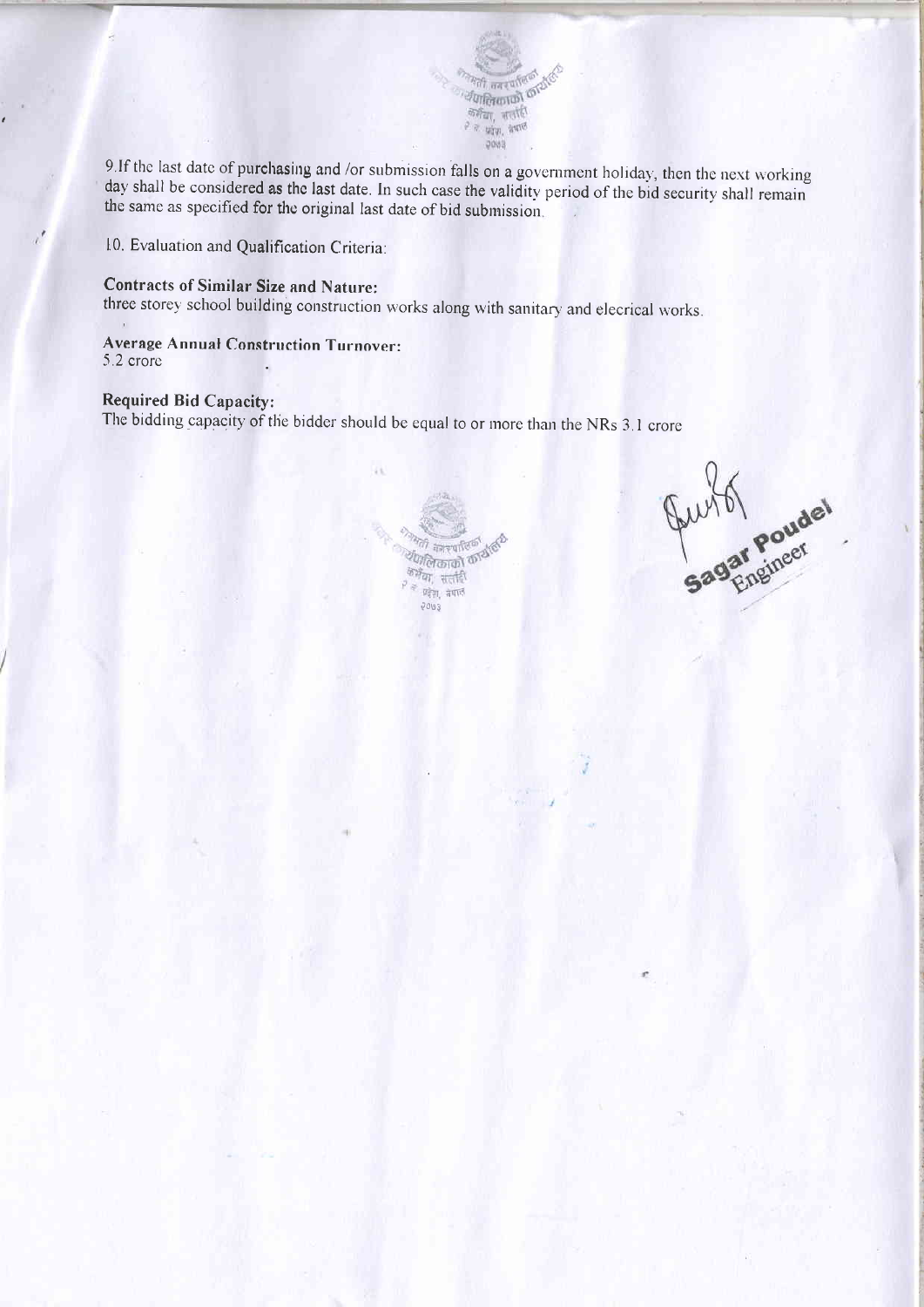9.If the last date of purchasing and /or submission falls on a government holiday, then the next working day shall be considered as the last date. In such case the validity period of the bid security shall remain the same as specified for the original last date of bid submission.

10. Evaluation and Qualification Criteria:

**Contracts of Similar Size and Nature:**
three storey school building construction works along with sanitary and elecrical works.

**Average Annual Construction Turnover:**
5.2 crore

**Required Bid Capacity:**
The bidding capacity of the bidder should be equal to or more than the NRs 3.1 crore

Sagar Poudel
Engineer